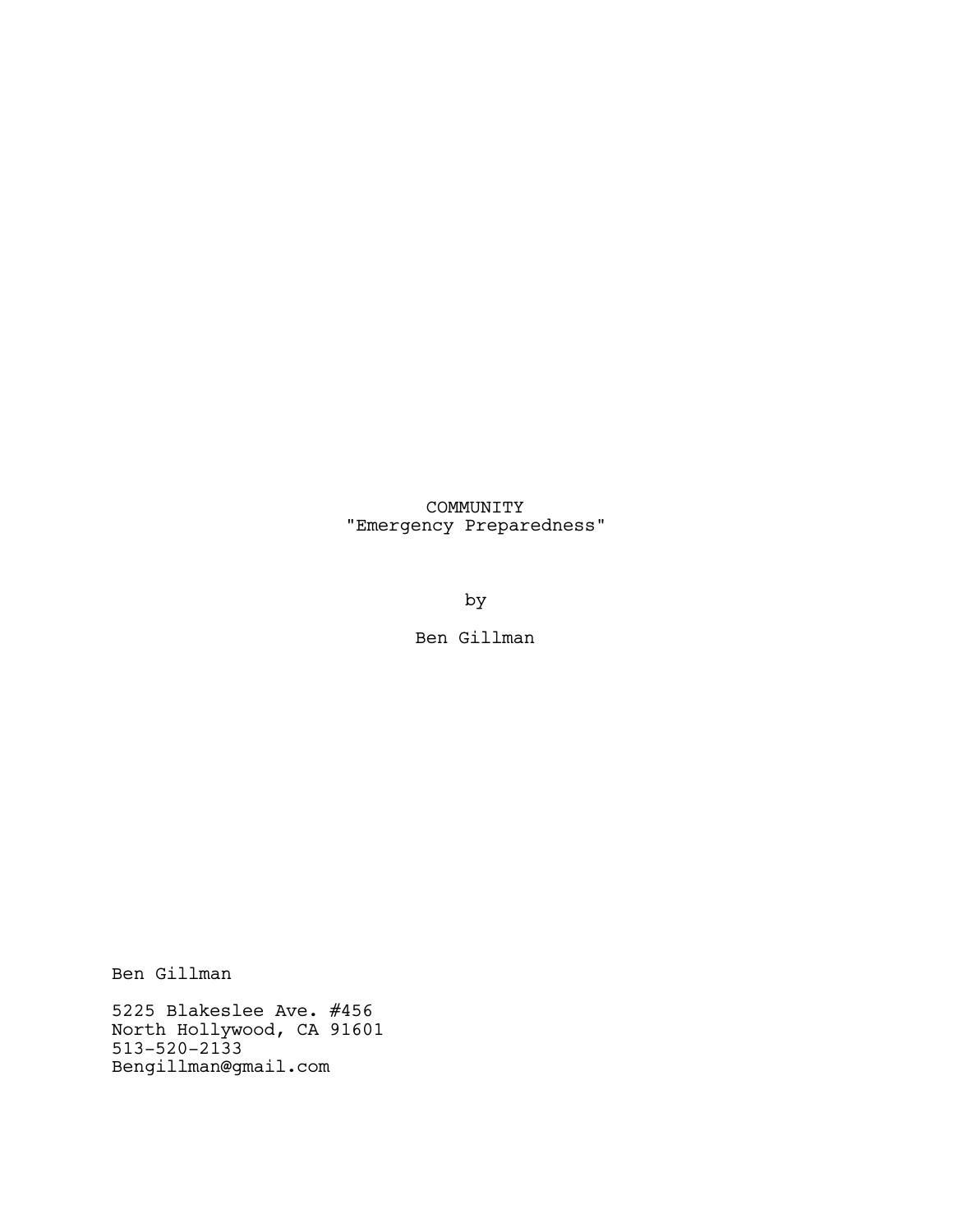COMMUNITY

"Emergency Preparedness"

by

Ben Gillman

Ben Gillman

5225 Blakeslee Ave. #456
North Hollywood, CA 91601
513-520-2133
Bengillman@gmail.com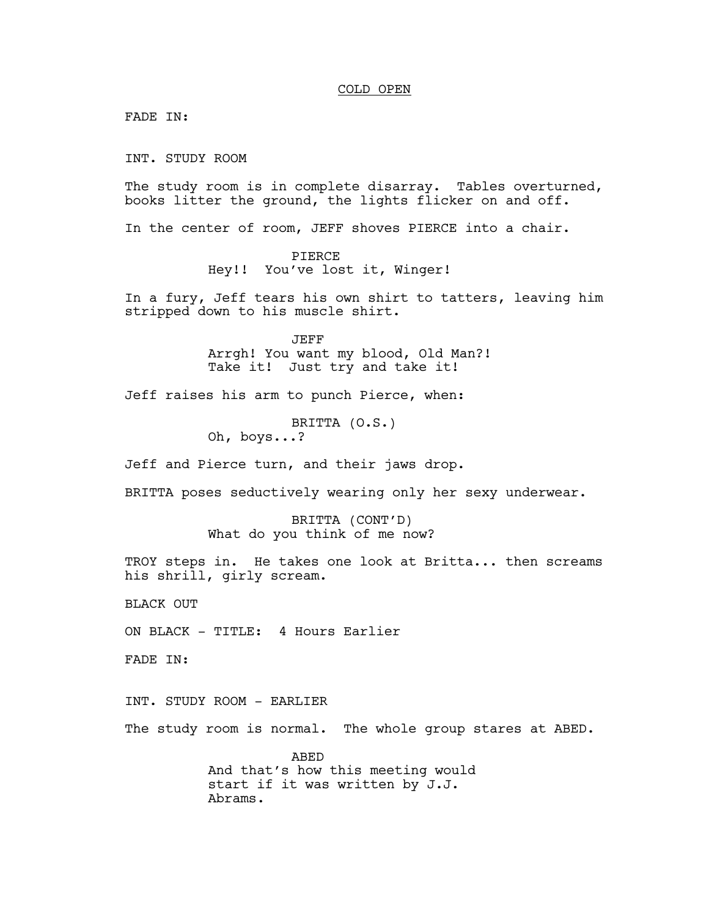COLD OPEN

FADE IN:

INT. STUDY ROOM

The study room is in complete disarray. Tables overturned, books litter the ground, the lights flicker on and off.

In the center of room, JEFF shoves PIERCE into a chair.

PIERCE
Hey!! You've lost it, Winger!

In a fury, Jeff tears his own shirt to tatters, leaving him stripped down to his muscle shirt.

JEFF
Arrgh! You want my blood, Old Man?! Take it! Just try and take it!

Jeff raises his arm to punch Pierce, when:

BRITTA (O.S.)
Oh, boys...?

Jeff and Pierce turn, and their jaws drop.

BRITTA poses seductively wearing only her sexy underwear.

BRITTA (CONT'D)
What do you think of me now?

TROY steps in. He takes one look at Britta... then screams his shrill, girly scream.

BLACK OUT

ON BLACK - TITLE: 4 Hours Earlier

FADE IN:

INT. STUDY ROOM - EARLIER

The study room is normal. The whole group stares at ABED.

ABED
And that's how this meeting would start if it was written by J.J. Abrams.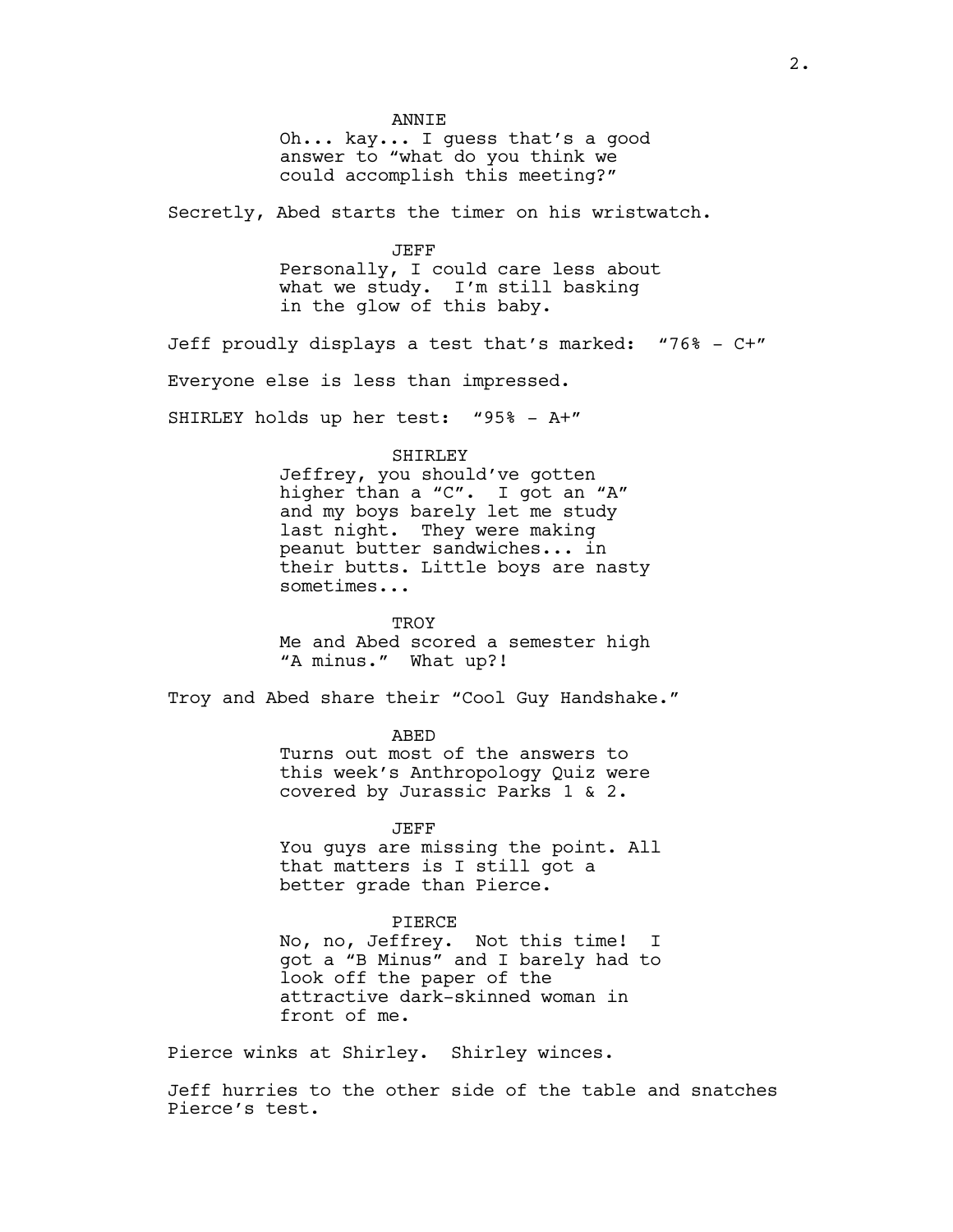ANNIE

Oh... kay... I guess that's a good answer to "what do you think we could accomplish this meeting?"

Secretly, Abed starts the timer on his wristwatch.

JEFF

Personally, I could care less about what we study. I'm still basking in the glow of this baby.

Jeff proudly displays a test that's marked: "76% - C+"

Everyone else is less than impressed.

SHIRLEY holds up her test: "95% - A+"

SHIRLEY

Jeffrey, you should've gotten higher than a "C". I got an "A" and my boys barely let me study last night. They were making peanut butter sandwiches... in their butts. Little boys are nasty sometimes...

TROY

Me and Abed scored a semester high "A minus." What up?!

Troy and Abed share their "Cool Guy Handshake."

ABED

Turns out most of the answers to this week's Anthropology Quiz were covered by Jurassic Parks 1 & 2.

JEFF

You guys are missing the point. All that matters is I still got a better grade than Pierce.

PIERCE

No, no, Jeffrey. Not this time! I got a "B Minus" and I barely had to look off the paper of the attractive dark-skinned woman in front of me.

Pierce winks at Shirley. Shirley winces.

Jeff hurries to the other side of the table and snatches Pierce's test.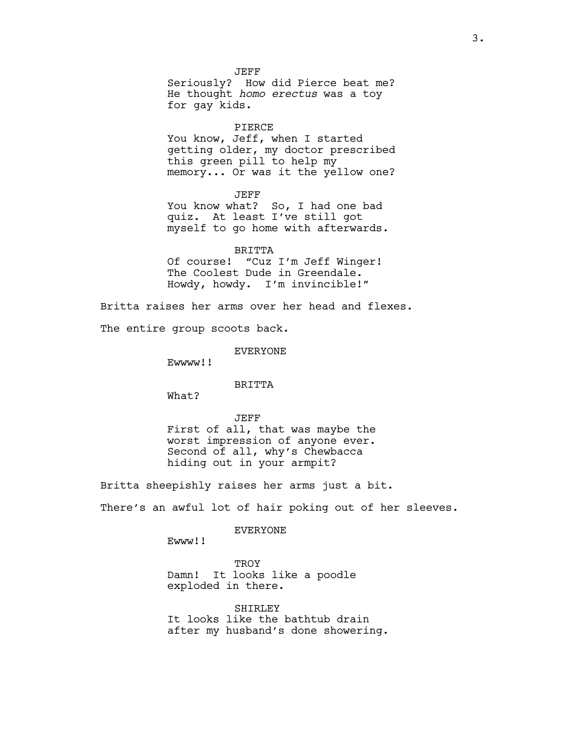JEFF

Seriously? How did Pierce beat me? He thought *homo erectus* was a toy for gay kids.

PIERCE

You know, Jeff, when I started getting older, my doctor prescribed this green pill to help my memory... Or was it the yellow one?

JEFF

You know what? So, I had one bad quiz. At least I've still got myself to go home with afterwards.

BRITTA

Of course! "Cuz I'm Jeff Winger! The Coolest Dude in Greendale. Howdy, howdy. I'm invincible!"

Britta raises her arms over her head and flexes.

The entire group scoots back.

EVERYONE

Ewwww!!

BRITTA

What?

JEFF

First of all, that was maybe the worst impression of anyone ever. Second of all, why's Chewbacca hiding out in your armpit?

Britta sheepishly raises her arms just a bit.

There's an awful lot of hair poking out of her sleeves.

EVERYONE

Ewww!!

TROY

Damn! It looks like a poodle exploded in there.

SHIRLEY

It looks like the bathtub drain after my husband's done showering.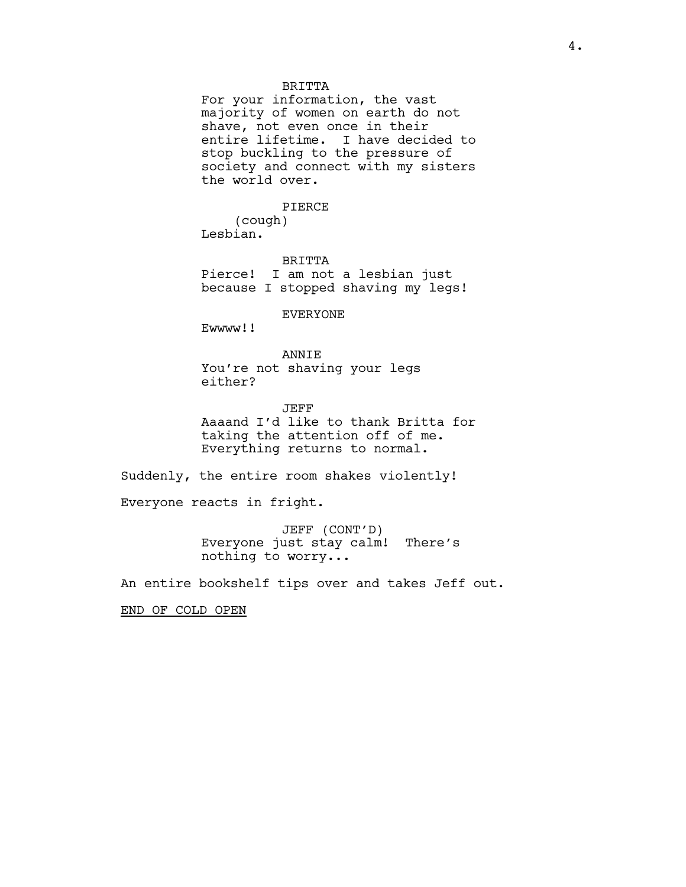BRITTA

For your information, the vast majority of women on earth do not shave, not even once in their entire lifetime. I have decided to stop buckling to the pressure of society and connect with my sisters the world over.

PIERCE

(cough)

Lesbian.

BRITTA

Pierce! I am not a lesbian just because I stopped shaving my legs!

EVERYONE

Ewwww!!

ANNIE

You're not shaving your legs either?

JEFF

Aaaand I'd like to thank Britta for taking the attention off of me. Everything returns to normal.

Suddenly, the entire room shakes violently!

Everyone reacts in fright.

JEFF (CONT'D)

Everyone just stay calm! There's nothing to worry...

An entire bookshelf tips over and takes Jeff out.

<u>END OF COLD OPEN</u>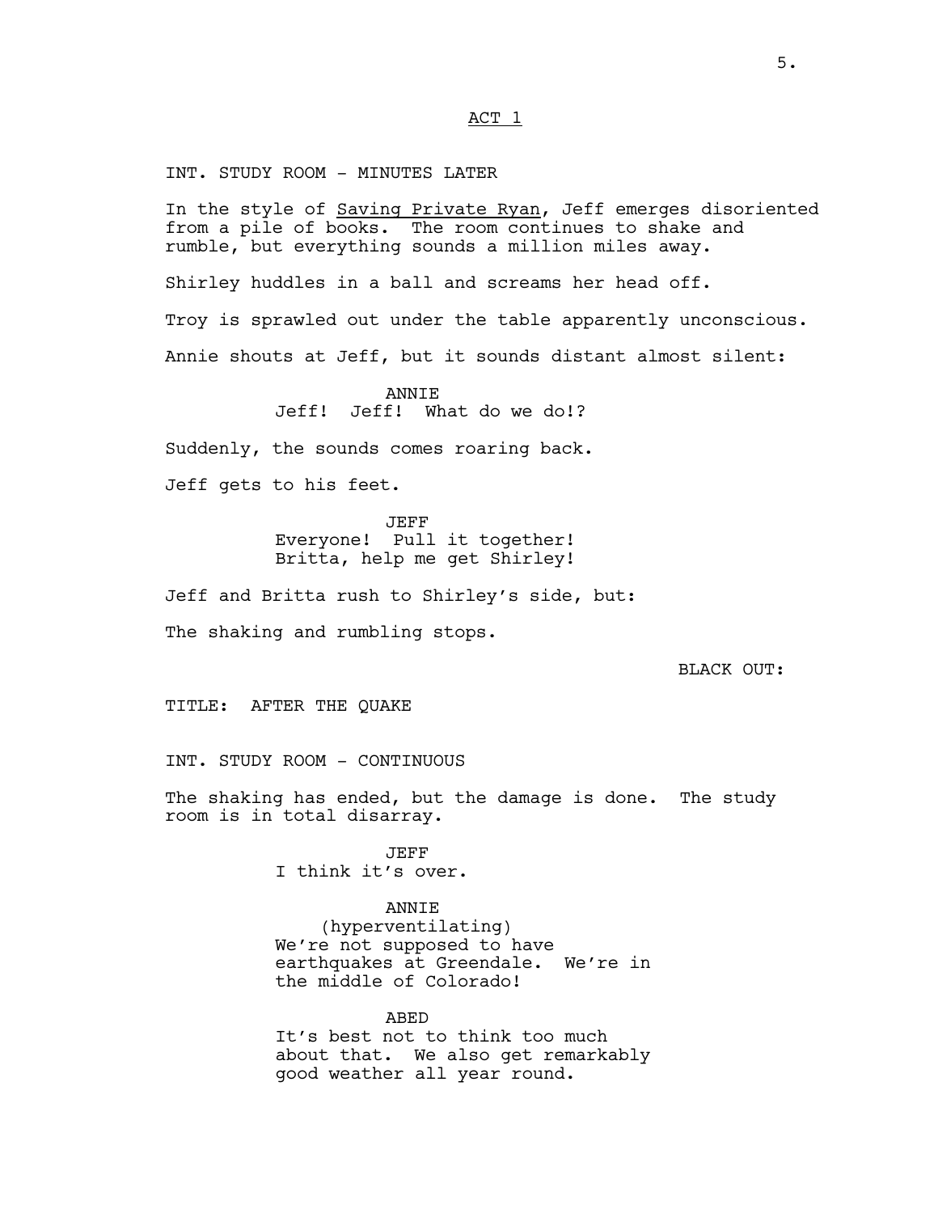ACT 1

INT. STUDY ROOM - MINUTES LATER

In the style of Saving Private Ryan, Jeff emerges disoriented from a pile of books. The room continues to shake and rumble, but everything sounds a million miles away.

Shirley huddles in a ball and screams her head off.

Troy is sprawled out under the table apparently unconscious.

Annie shouts at Jeff, but it sounds distant almost silent:

ANNIE
Jeff! Jeff! What do we do!?

Suddenly, the sounds comes roaring back.

Jeff gets to his feet.

JEFF
Everyone! Pull it together!
Britta, help me get Shirley!

Jeff and Britta rush to Shirley's side, but:

The shaking and rumbling stops.

BLACK OUT:

TITLE: AFTER THE QUAKE

INT. STUDY ROOM - CONTINUOUS

The shaking has ended, but the damage is done. The study room is in total disarray.

JEFF
I think it's over.

ANNIE
(hyperventilating)
We're not supposed to have earthquakes at Greendale. We're in the middle of Colorado!

ABED
It's best not to think too much about that. We also get remarkably good weather all year round.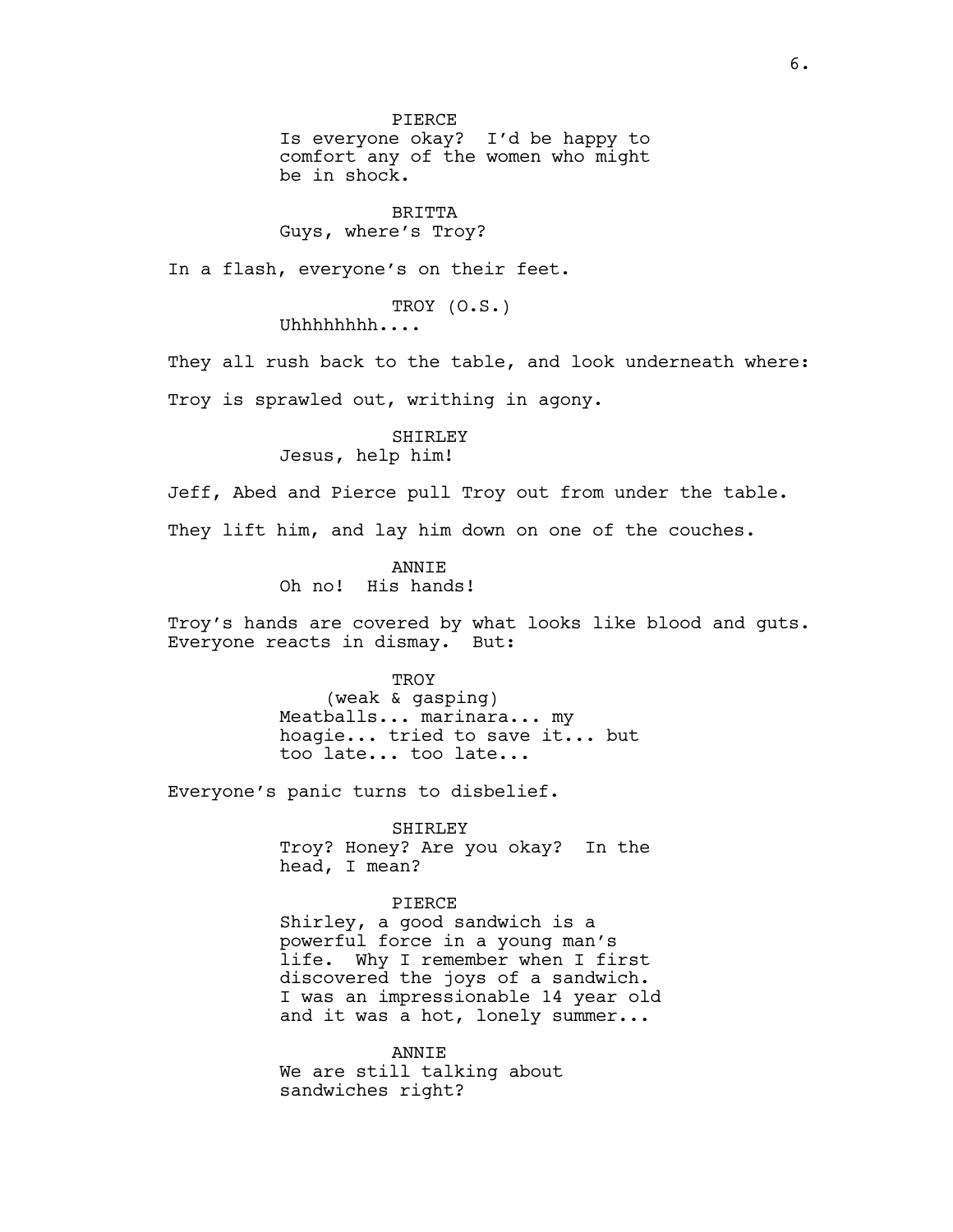PIERCE
Is everyone okay? I'd be happy to comfort any of the women who might be in shock.

BRITTA
Guys, where's Troy?

In a flash, everyone's on their feet.

TROY (O.S.)
Uhhhhhhhh....

They all rush back to the table, and look underneath where:

Troy is sprawled out, writhing in agony.

SHIRLEY
Jesus, help him!

Jeff, Abed and Pierce pull Troy out from under the table.

They lift him, and lay him down on one of the couches.

ANNIE
Oh no! His hands!

Troy's hands are covered by what looks like blood and guts. Everyone reacts in dismay. But:

TROY
(weak & gasping)
Meatballs... marinara... my hoagie... tried to save it... but too late... too late...

Everyone's panic turns to disbelief.

SHIRLEY
Troy? Honey? Are you okay? In the head, I mean?

PIERCE
Shirley, a good sandwich is a powerful force in a young man's life. Why I remember when I first discovered the joys of a sandwich. I was an impressionable 14 year old and it was a hot, lonely summer...

ANNIE
We are still talking about sandwiches right?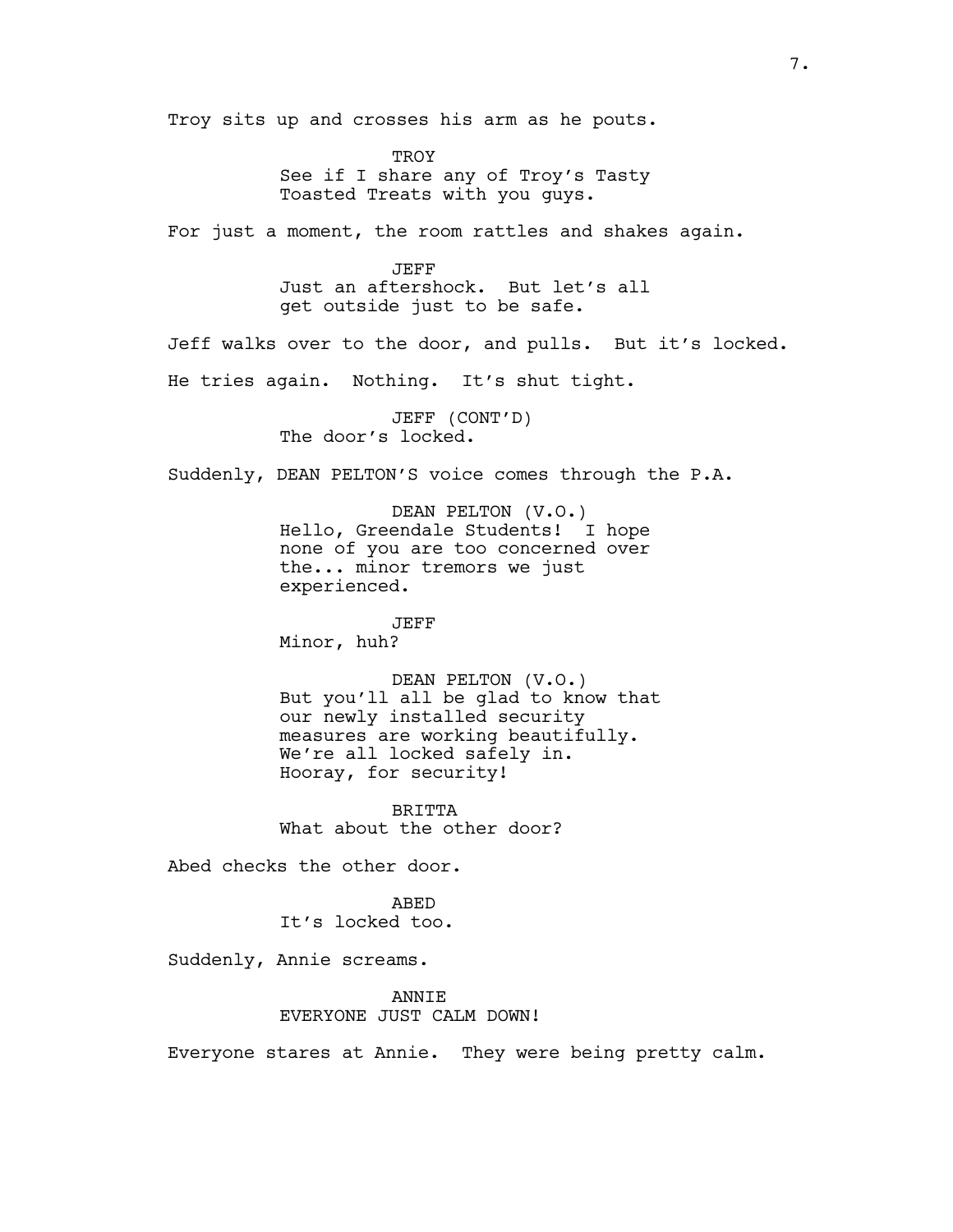Troy sits up and crosses his arm as he pouts.

TROY
See if I share any of Troy's Tasty Toasted Treats with you guys.

For just a moment, the room rattles and shakes again.

JEFF
Just an aftershock. But let's all get outside just to be safe.

Jeff walks over to the door, and pulls. But it's locked.

He tries again. Nothing. It's shut tight.

JEFF (CONT'D)
The door's locked.

Suddenly, DEAN PELTON'S voice comes through the P.A.

DEAN PELTON (V.O.)
Hello, Greendale Students! I hope none of you are too concerned over the... minor tremors we just experienced.

JEFF
Minor, huh?

DEAN PELTON (V.O.)
But you'll all be glad to know that our newly installed security measures are working beautifully. We're all locked safely in. Hooray, for security!

BRITTA
What about the other door?

Abed checks the other door.

ABED
It's locked too.

Suddenly, Annie screams.

ANNIE
EVERYONE JUST CALM DOWN!

Everyone stares at Annie. They were being pretty calm.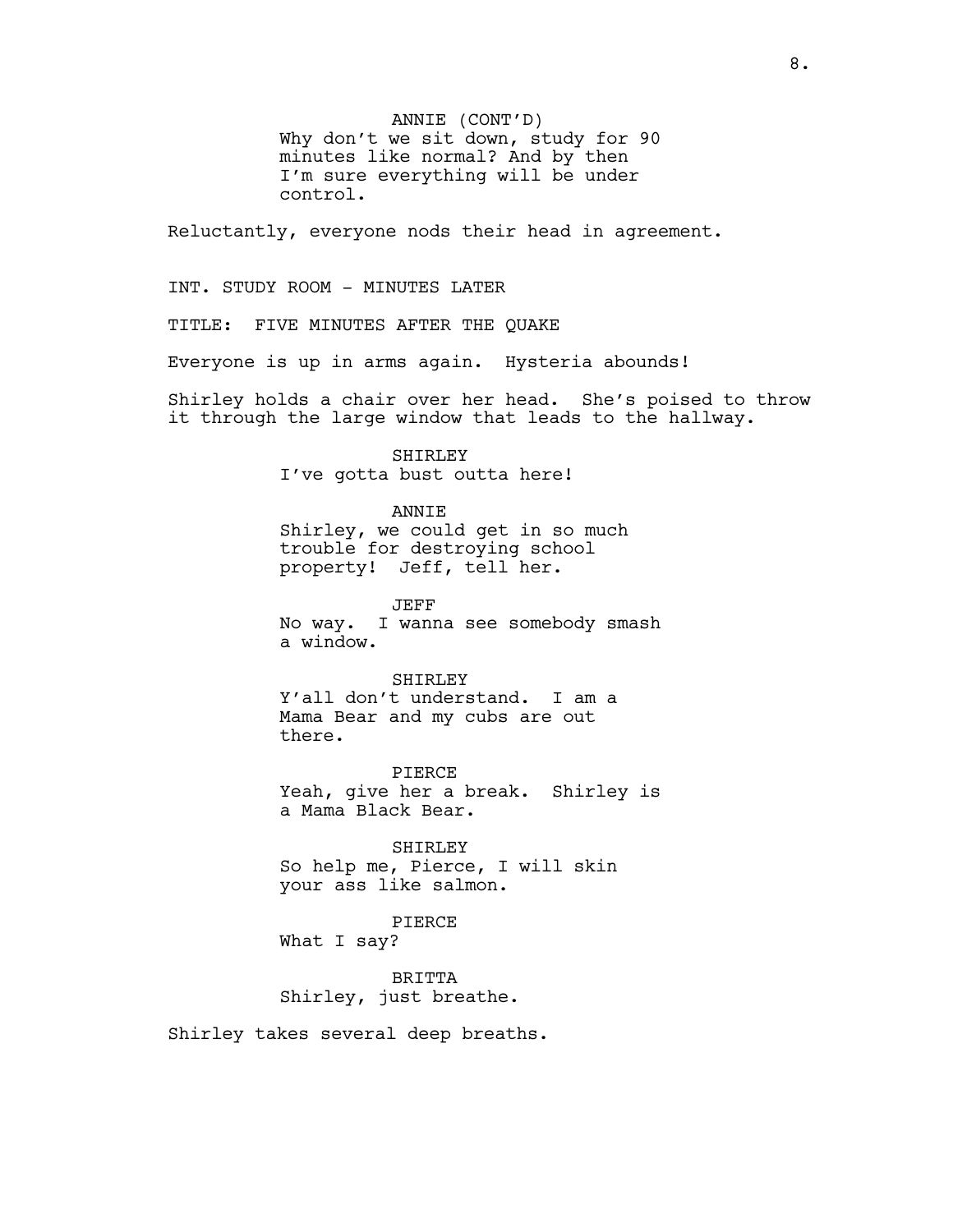ANNIE (CONT'D)
Why don't we sit down, study for 90 minutes like normal? And by then I'm sure everything will be under control.

Reluctantly, everyone nods their head in agreement.

INT. STUDY ROOM - MINUTES LATER

TITLE: FIVE MINUTES AFTER THE QUAKE

Everyone is up in arms again. Hysteria abounds!

Shirley holds a chair over her head. She's poised to throw it through the large window that leads to the hallway.

SHIRLEY
I've gotta bust outta here!

ANNIE
Shirley, we could get in so much trouble for destroying school property! Jeff, tell her.

JEFF
No way. I wanna see somebody smash a window.

SHIRLEY
Y'all don't understand. I am a Mama Bear and my cubs are out there.

PIERCE
Yeah, give her a break. Shirley is a Mama Black Bear.

SHIRLEY
So help me, Pierce, I will skin your ass like salmon.

PIERCE
What I say?

BRITTA
Shirley, just breathe.

Shirley takes several deep breaths.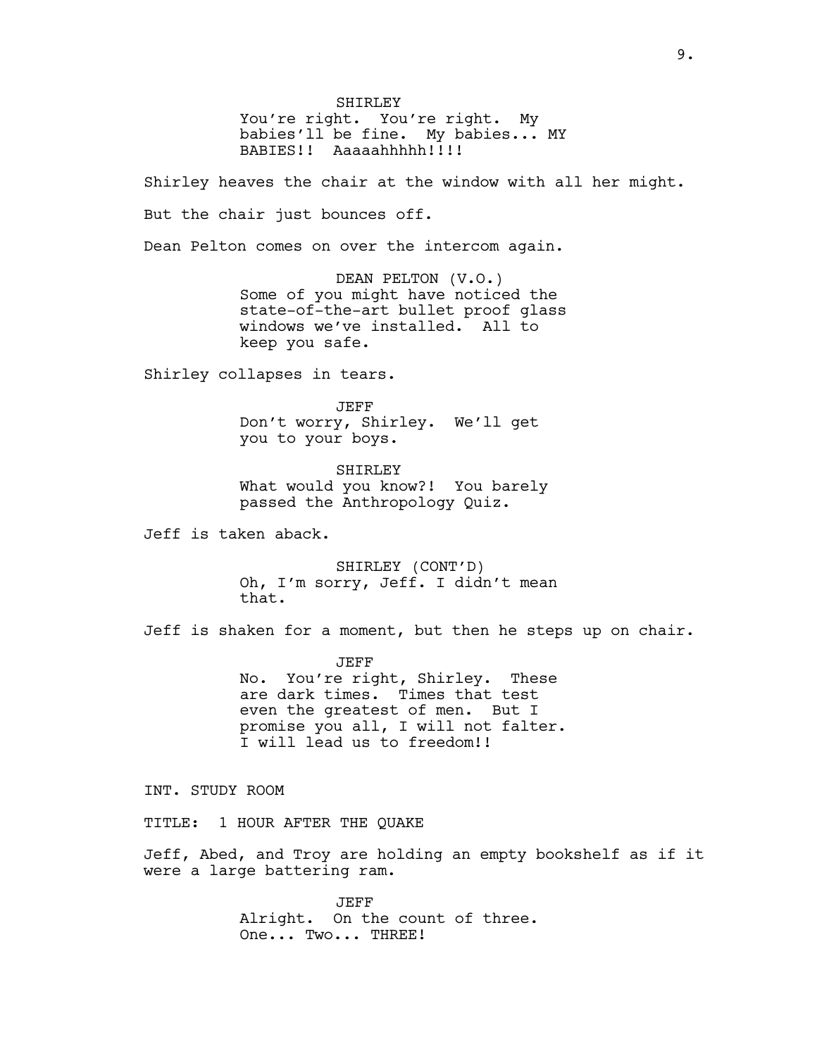SHIRLEY
You're right. You're right. My babies'll be fine. My babies... MY BABIES!! Aaaaahhhhh!!!!

Shirley heaves the chair at the window with all her might.

But the chair just bounces off.

Dean Pelton comes on over the intercom again.

DEAN PELTON (V.O.)
Some of you might have noticed the state-of-the-art bullet proof glass windows we've installed. All to keep you safe.

Shirley collapses in tears.

JEFF
Don't worry, Shirley. We'll get you to your boys.

SHIRLEY
What would you know?! You barely passed the Anthropology Quiz.

Jeff is taken aback.

SHIRLEY (CONT'D)
Oh, I'm sorry, Jeff. I didn't mean that.

Jeff is shaken for a moment, but then he steps up on chair.

JEFF
No. You're right, Shirley. These are dark times. Times that test even the greatest of men. But I promise you all, I will not falter. I will lead us to freedom!!

INT. STUDY ROOM

TITLE: 1 HOUR AFTER THE QUAKE

Jeff, Abed, and Troy are holding an empty bookshelf as if it were a large battering ram.

JEFF
Alright. On the count of three. One... Two... THREE!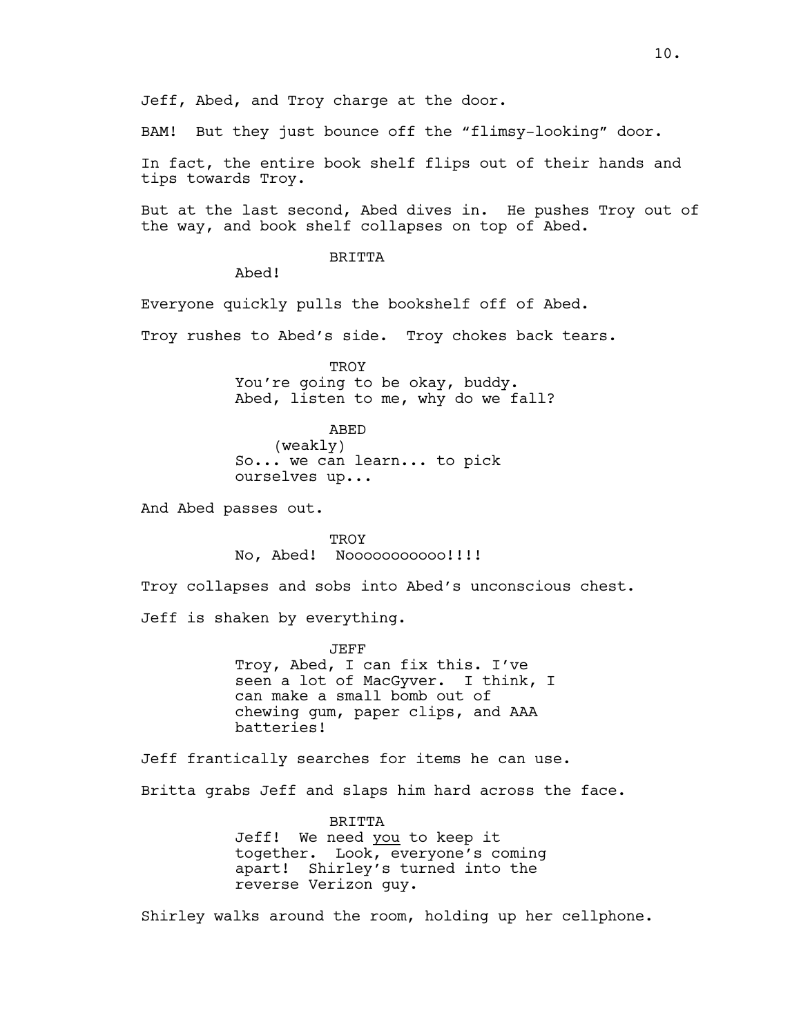Jeff, Abed, and Troy charge at the door.

BAM! But they just bounce off the "flimsy-looking" door.

In fact, the entire book shelf flips out of their hands and tips towards Troy.

But at the last second, Abed dives in. He pushes Troy out of the way, and book shelf collapses on top of Abed.

BRITTA
Abed!

Everyone quickly pulls the bookshelf off of Abed.

Troy rushes to Abed's side. Troy chokes back tears.

TROY
You're going to be okay, buddy. Abed, listen to me, why do we fall?

ABED
(weakly)
So... we can learn... to pick ourselves up...

And Abed passes out.

TROY
No, Abed! Noooooooooooo!!!!

Troy collapses and sobs into Abed's unconscious chest.

Jeff is shaken by everything.

JEFF
Troy, Abed, I can fix this. I've seen a lot of MacGyver. I think, I can make a small bomb out of chewing gum, paper clips, and AAA batteries!

Jeff frantically searches for items he can use.

Britta grabs Jeff and slaps him hard across the face.

BRITTA
Jeff! We need <u>you</u> to keep it together. Look, everyone's coming apart! Shirley's turned into the reverse Verizon guy.

Shirley walks around the room, holding up her cellphone.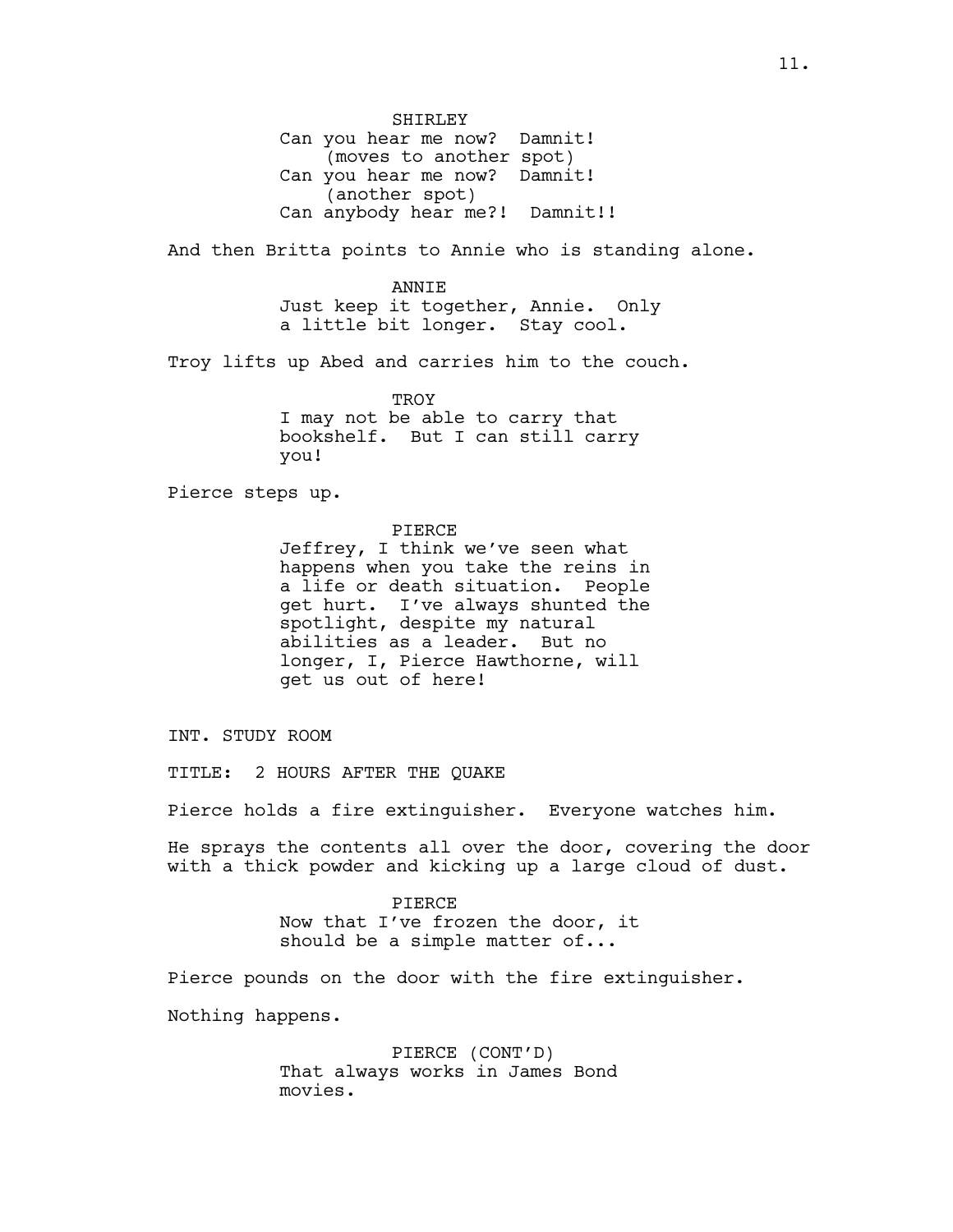SHIRLEY
Can you hear me now? Damnit!
(moves to another spot)
Can you hear me now? Damnit!
(another spot)
Can anybody hear me?! Damnit!!

And then Britta points to Annie who is standing alone.

ANNIE
Just keep it together, Annie. Only a little bit longer. Stay cool.

Troy lifts up Abed and carries him to the couch.

TROY
I may not be able to carry that bookshelf. But I can still carry you!

Pierce steps up.

PIERCE
Jeffrey, I think we've seen what happens when you take the reins in a life or death situation. People get hurt. I've always shunted the spotlight, despite my natural abilities as a leader. But no longer, I, Pierce Hawthorne, will get us out of here!

INT. STUDY ROOM

TITLE: 2 HOURS AFTER THE QUAKE

Pierce holds a fire extinguisher. Everyone watches him.

He sprays the contents all over the door, covering the door with a thick powder and kicking up a large cloud of dust.

PIERCE
Now that I've frozen the door, it should be a simple matter of...

Pierce pounds on the door with the fire extinguisher.

Nothing happens.

PIERCE (CONT'D)
That always works in James Bond movies.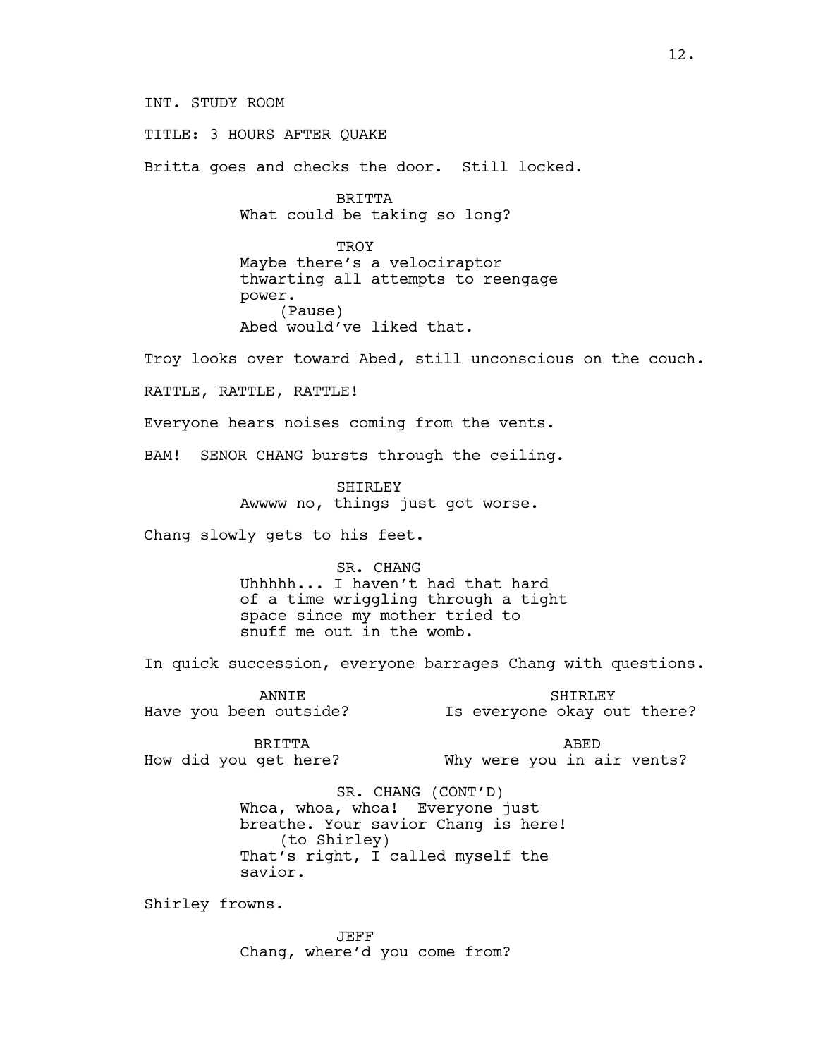INT. STUDY ROOM

TITLE: 3 HOURS AFTER QUAKE

Britta goes and checks the door. Still locked.

BRITTA
What could be taking so long?

TROY
Maybe there's a velociraptor thwarting all attempts to reengage power.
(Pause)
Abed would've liked that.

Troy looks over toward Abed, still unconscious on the couch.

RATTLE, RATTLE, RATTLE!

Everyone hears noises coming from the vents.

BAM! SENOR CHANG bursts through the ceiling.

SHIRLEY
Awwww no, things just got worse.

Chang slowly gets to his feet.

SR. CHANG
Uhhhhh... I haven't had that hard of a time wriggling through a tight space since my mother tried to snuff me out in the womb.

In quick succession, everyone barrages Chang with questions.

ANNIE
Have you been outside?

SHIRLEY
Is everyone okay out there?

BRITTA
How did you get here?

ABED
Why were you in air vents?

SR. CHANG (CONT'D)
Whoa, whoa, whoa! Everyone just breathe. Your savior Chang is here!
(to Shirley)
That's right, I called myself the savior.

Shirley frowns.

JEFF
Chang, where'd you come from?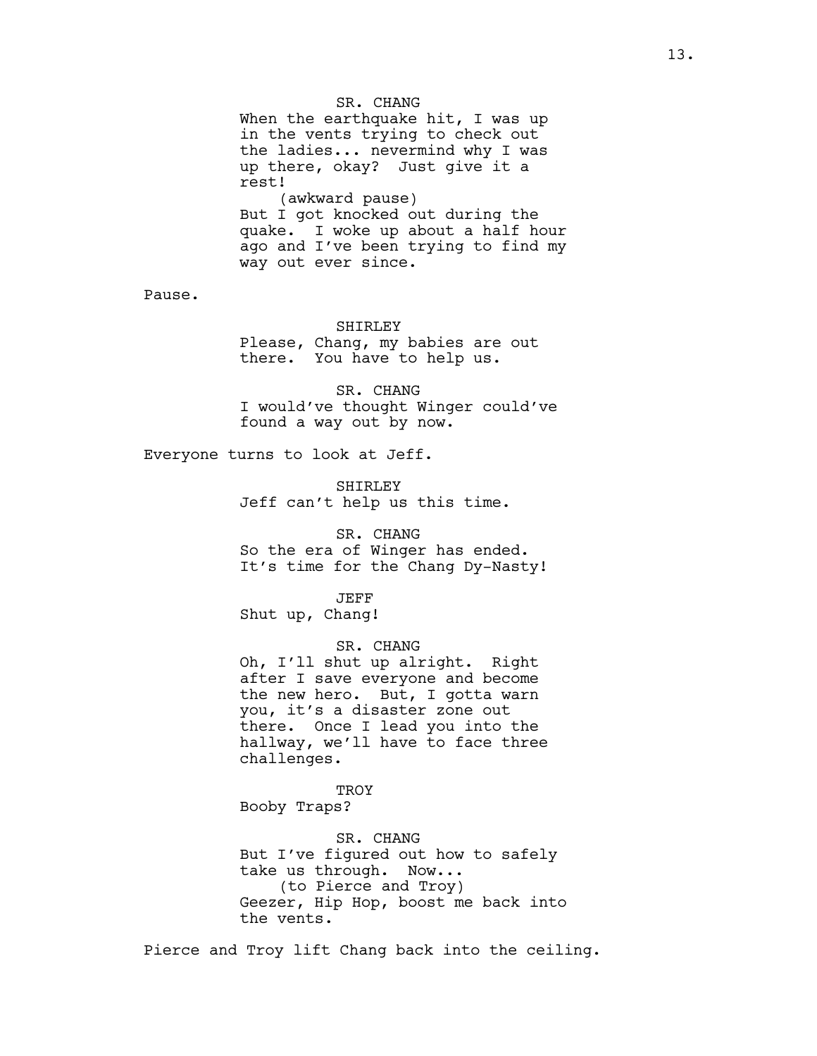SR. CHANG

When the earthquake hit, I was up in the vents trying to check out the ladies... nevermind why I was up there, okay? Just give it a rest!

(awkward pause)

But I got knocked out during the quake. I woke up about a half hour ago and I've been trying to find my way out ever since.

Pause.

SHIRLEY

Please, Chang, my babies are out there. You have to help us.

SR. CHANG

I would've thought Winger could've found a way out by now.

Everyone turns to look at Jeff.

SHIRLEY

Jeff can't help us this time.

SR. CHANG

So the era of Winger has ended. It's time for the Chang Dy-Nasty!

JEFF

Shut up, Chang!

SR. CHANG

Oh, I'll shut up alright. Right after I save everyone and become the new hero. But, I gotta warn you, it's a disaster zone out there. Once I lead you into the hallway, we'll have to face three challenges.

TROY

Booby Traps?

SR. CHANG

But I've figured out how to safely take us through. Now...

(to Pierce and Troy)

Geezer, Hip Hop, boost me back into the vents.

Pierce and Troy lift Chang back into the ceiling.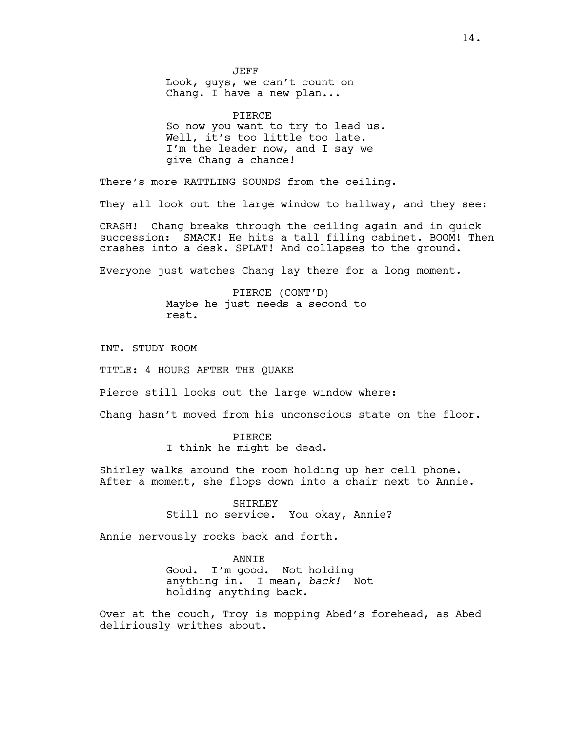JEFF

Look, guys, we can't count on Chang. I have a new plan...

PIERCE

So now you want to try to lead us. Well, it's too little too late. I'm the leader now, and I say we give Chang a chance!

There's more RATTLING SOUNDS from the ceiling.

They all look out the large window to hallway, and they see:

CRASH! Chang breaks through the ceiling again and in quick succession: SMACK! He hits a tall filing cabinet. BOOM! Then crashes into a desk. SPLAT! And collapses to the ground.

Everyone just watches Chang lay there for a long moment.

PIERCE (CONT'D)

Maybe he just needs a second to rest.

INT. STUDY ROOM

TITLE: 4 HOURS AFTER THE QUAKE

Pierce still looks out the large window where:

Chang hasn't moved from his unconscious state on the floor.

PIERCE

I think he might be dead.

Shirley walks around the room holding up her cell phone. After a moment, she flops down into a chair next to Annie.

SHIRLEY

Still no service. You okay, Annie?

Annie nervously rocks back and forth.

ANNIE

Good. I'm good. Not holding anything in. I mean, *back!* Not holding anything back.

Over at the couch, Troy is mopping Abed's forehead, as Abed deliriously writhes about.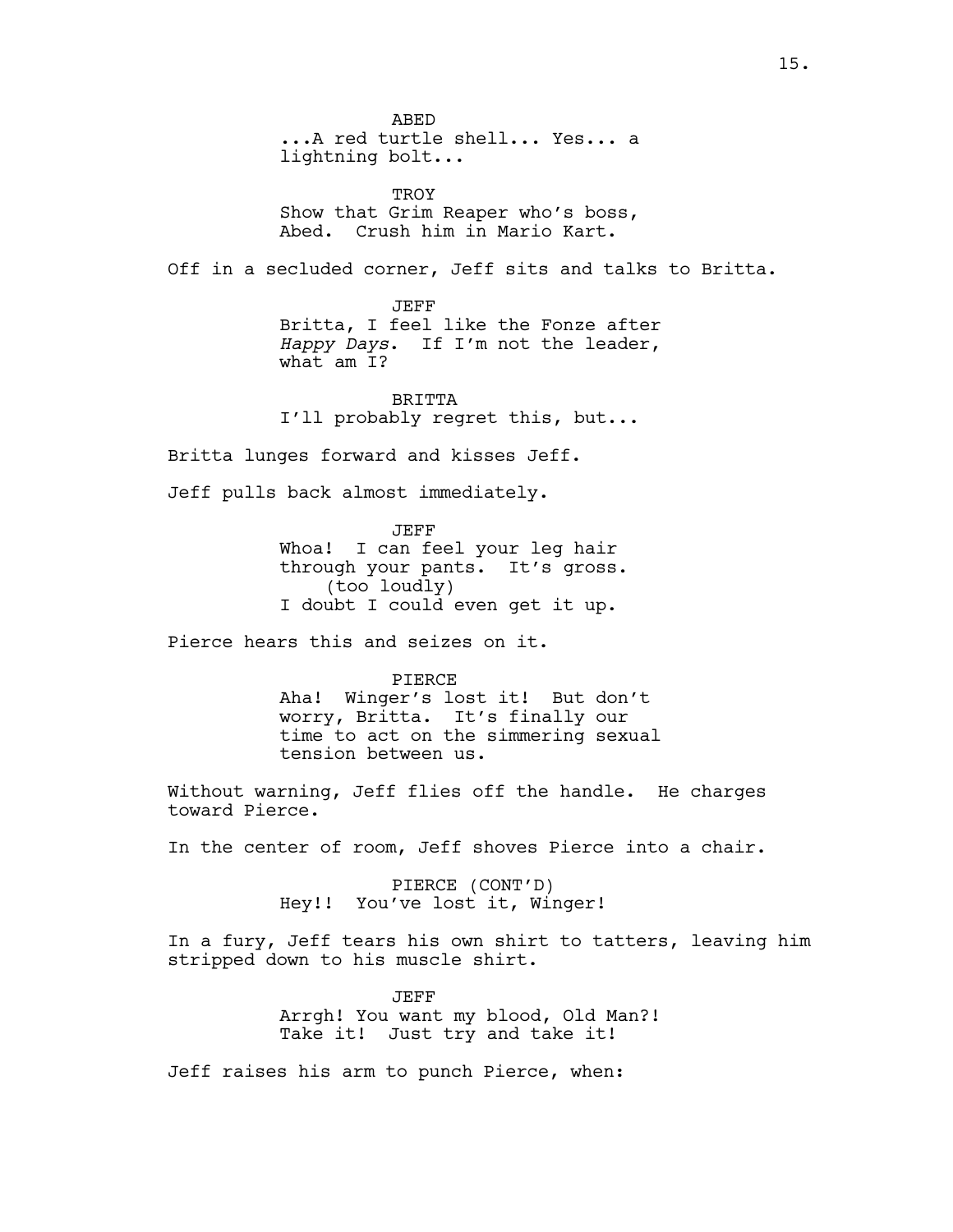ABED
...A red turtle shell... Yes... a lightning bolt...

TROY
Show that Grim Reaper who's boss, Abed. Crush him in Mario Kart.

Off in a secluded corner, Jeff sits and talks to Britta.

JEFF
Britta, I feel like the Fonze after *Happy Days*. If I'm not the leader, what am I?

BRITTA
I'll probably regret this, but...

Britta lunges forward and kisses Jeff.

Jeff pulls back almost immediately.

JEFF
Whoa! I can feel your leg hair through your pants. It's gross.
(too loudly)
I doubt I could even get it up.

Pierce hears this and seizes on it.

PIERCE
Aha! Winger's lost it! But don't worry, Britta. It's finally our time to act on the simmering sexual tension between us.

Without warning, Jeff flies off the handle. He charges toward Pierce.

In the center of room, Jeff shoves Pierce into a chair.

PIERCE (CONT'D)
Hey!! You've lost it, Winger!

In a fury, Jeff tears his own shirt to tatters, leaving him stripped down to his muscle shirt.

JEFF
Arrgh! You want my blood, Old Man?! Take it! Just try and take it!

Jeff raises his arm to punch Pierce, when: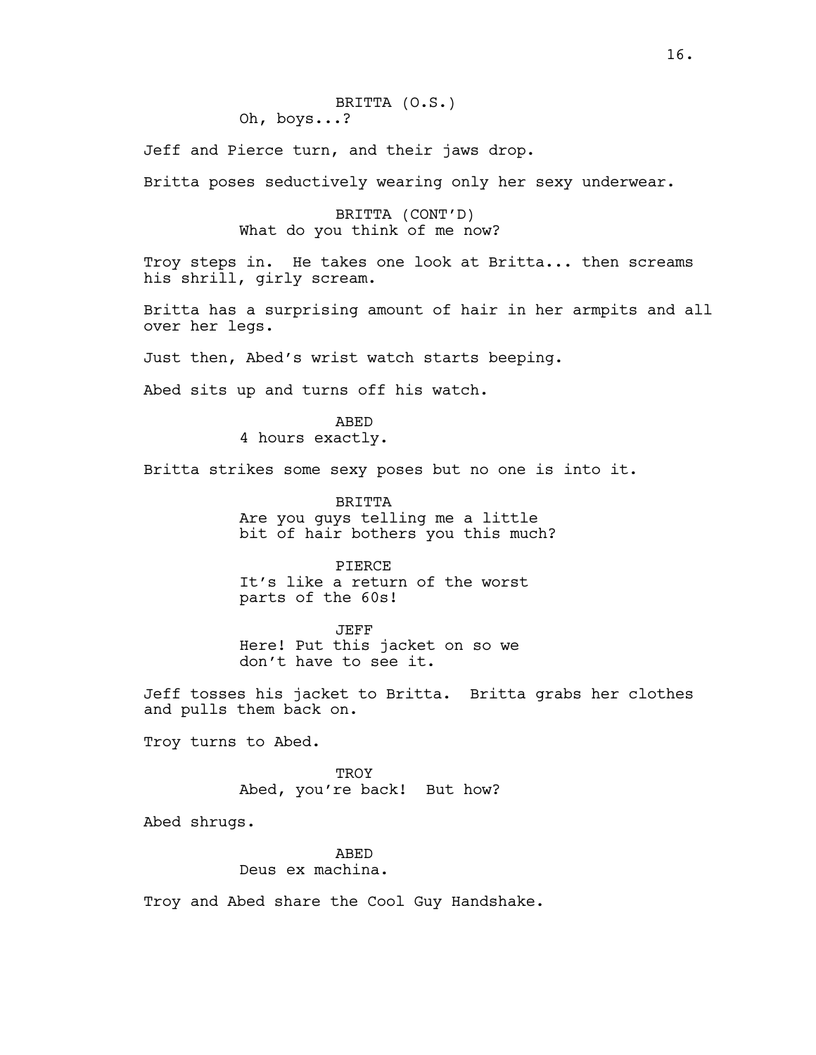BRITTA (O.S.)
Oh, boys...?

Jeff and Pierce turn, and their jaws drop.

Britta poses seductively wearing only her sexy underwear.

BRITTA (CONT'D)
What do you think of me now?

Troy steps in. He takes one look at Britta... then screams his shrill, girly scream.

Britta has a surprising amount of hair in her armpits and all over her legs.

Just then, Abed's wrist watch starts beeping.

Abed sits up and turns off his watch.

ABED
4 hours exactly.

Britta strikes some sexy poses but no one is into it.

BRITTA
Are you guys telling me a little bit of hair bothers you this much?

PIERCE
It's like a return of the worst parts of the 60s!

JEFF
Here! Put this jacket on so we don't have to see it.

Jeff tosses his jacket to Britta. Britta grabs her clothes and pulls them back on.

Troy turns to Abed.

TROY
Abed, you're back! But how?

Abed shrugs.

ABED
Deus ex machina.

Troy and Abed share the Cool Guy Handshake.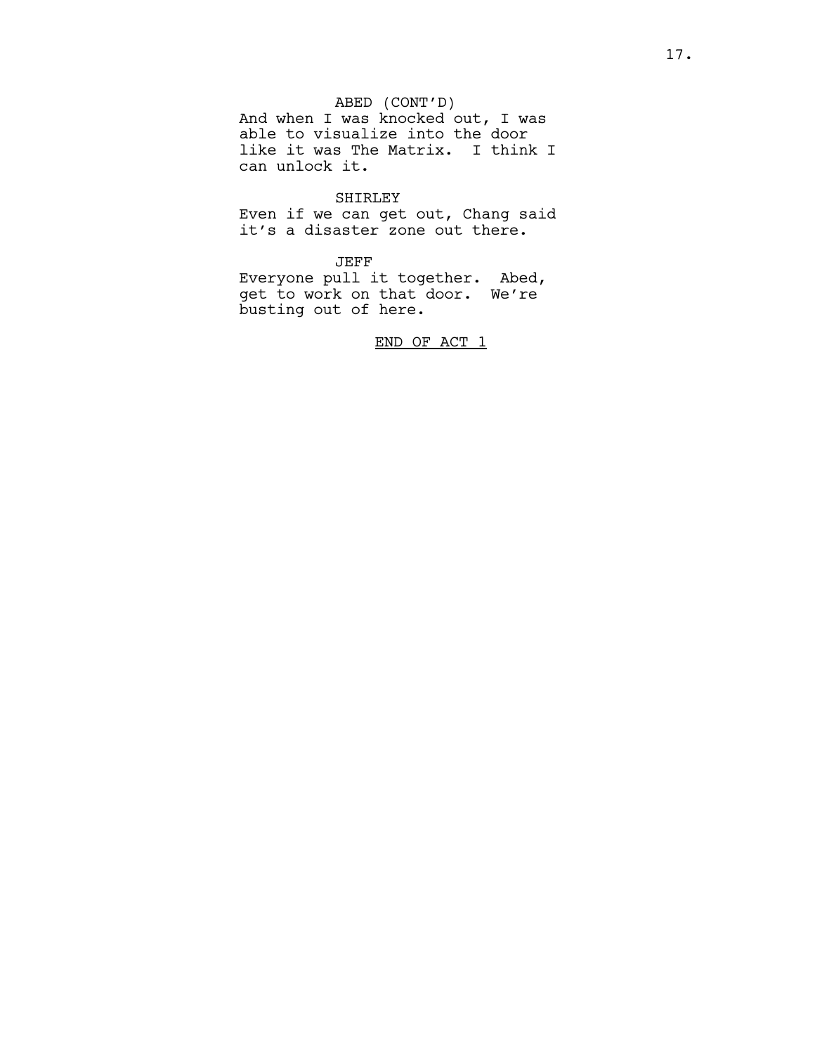ABED (CONT'D)
And when I was knocked out, I was able to visualize into the door like it was The Matrix. I think I can unlock it.

SHIRLEY
Even if we can get out, Chang said it's a disaster zone out there.

JEFF
Everyone pull it together. Abed, get to work on that door. We're busting out of here.

END OF ACT 1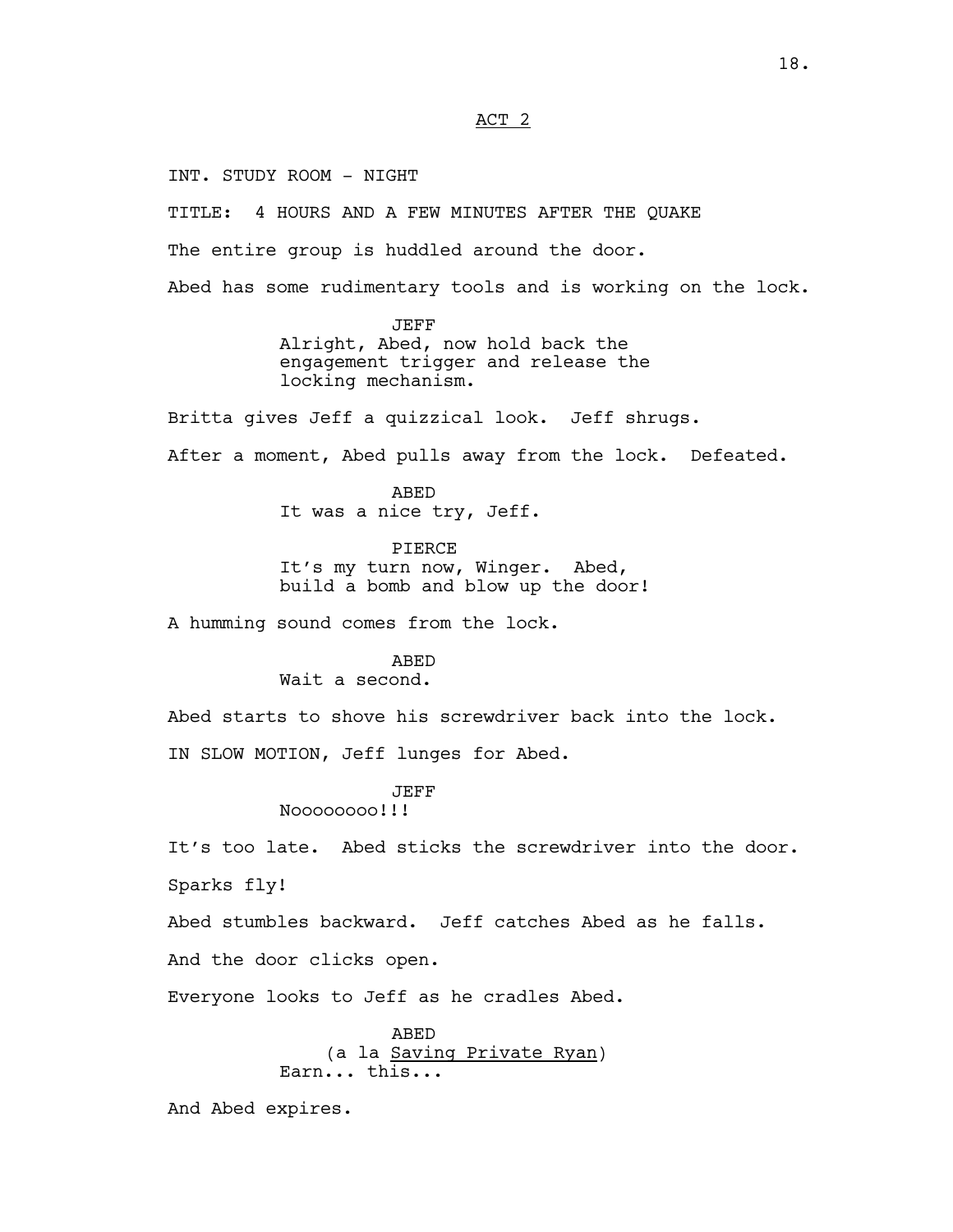## ACT 2

INT. STUDY ROOM - NIGHT

TITLE: 4 HOURS AND A FEW MINUTES AFTER THE QUAKE

The entire group is huddled around the door.

Abed has some rudimentary tools and is working on the lock.

JEFF
Alright, Abed, now hold back the engagement trigger and release the locking mechanism.

Britta gives Jeff a quizzical look. Jeff shrugs.

After a moment, Abed pulls away from the lock. Defeated.

ABED
It was a nice try, Jeff.

PIERCE
It's my turn now, Winger. Abed, build a bomb and blow up the door!

A humming sound comes from the lock.

ABED
Wait a second.

Abed starts to shove his screwdriver back into the lock.

IN SLOW MOTION, Jeff lunges for Abed.

JEFF
Noooooooo!!!

It's too late. Abed sticks the screwdriver into the door.

Sparks fly!

Abed stumbles backward. Jeff catches Abed as he falls.

And the door clicks open.

Everyone looks to Jeff as he cradles Abed.

ABED
(a la Saving Private Ryan)
Earn... this...

And Abed expires.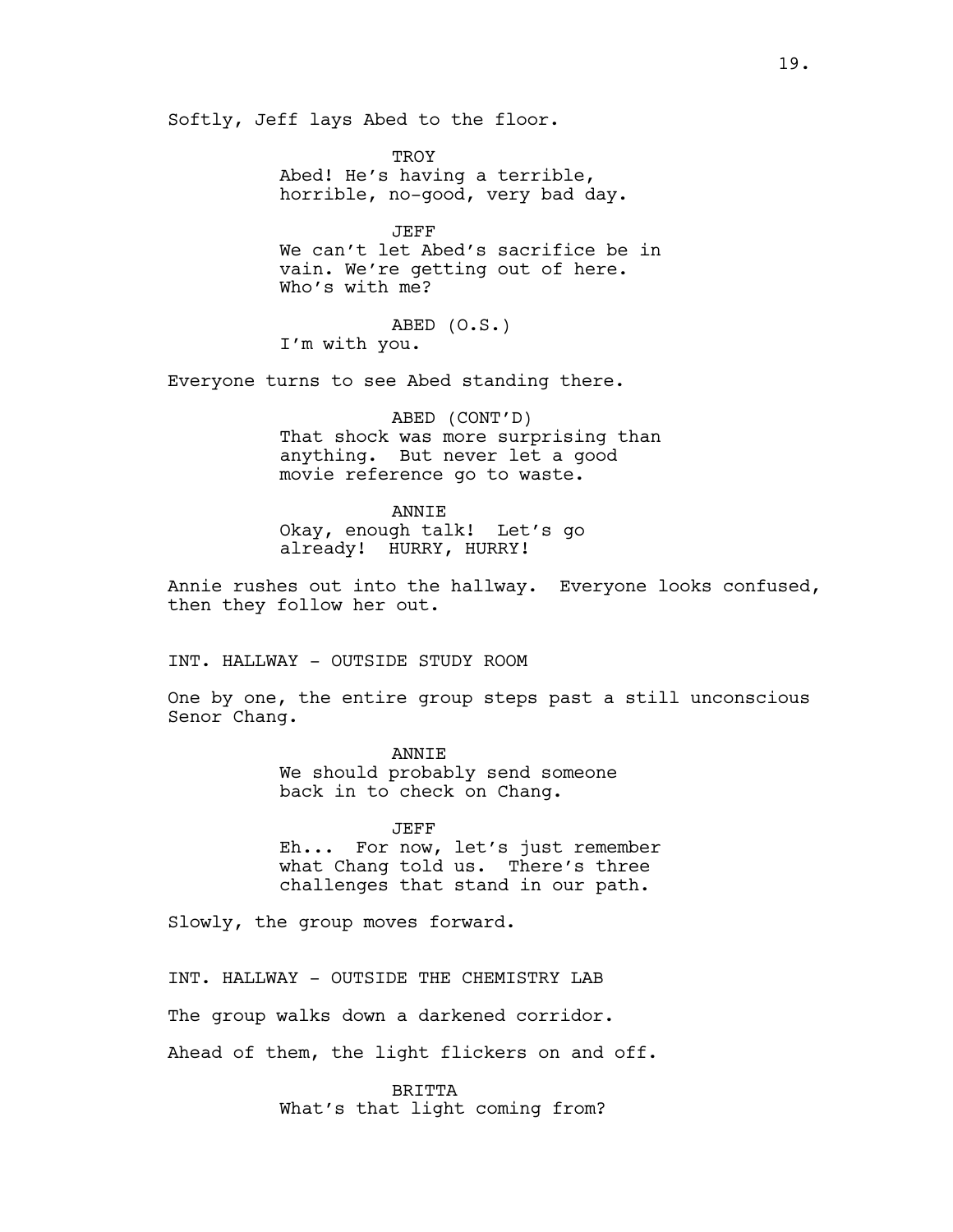Softly, Jeff lays Abed to the floor.

TROY
Abed! He's having a terrible, horrible, no-good, very bad day.

JEFF
We can't let Abed's sacrifice be in vain. We're getting out of here. Who's with me?

ABED (O.S.)
I'm with you.

Everyone turns to see Abed standing there.

ABED (CONT'D)
That shock was more surprising than anything. But never let a good movie reference go to waste.

ANNIE
Okay, enough talk! Let's go already! HURRY, HURRY!

Annie rushes out into the hallway. Everyone looks confused, then they follow her out.

INT. HALLWAY - OUTSIDE STUDY ROOM

One by one, the entire group steps past a still unconscious Senor Chang.

ANNIE
We should probably send someone back in to check on Chang.

JEFF
Eh... For now, let's just remember what Chang told us. There's three challenges that stand in our path.

Slowly, the group moves forward.

INT. HALLWAY - OUTSIDE THE CHEMISTRY LAB

The group walks down a darkened corridor.

Ahead of them, the light flickers on and off.

BRITTA
What's that light coming from?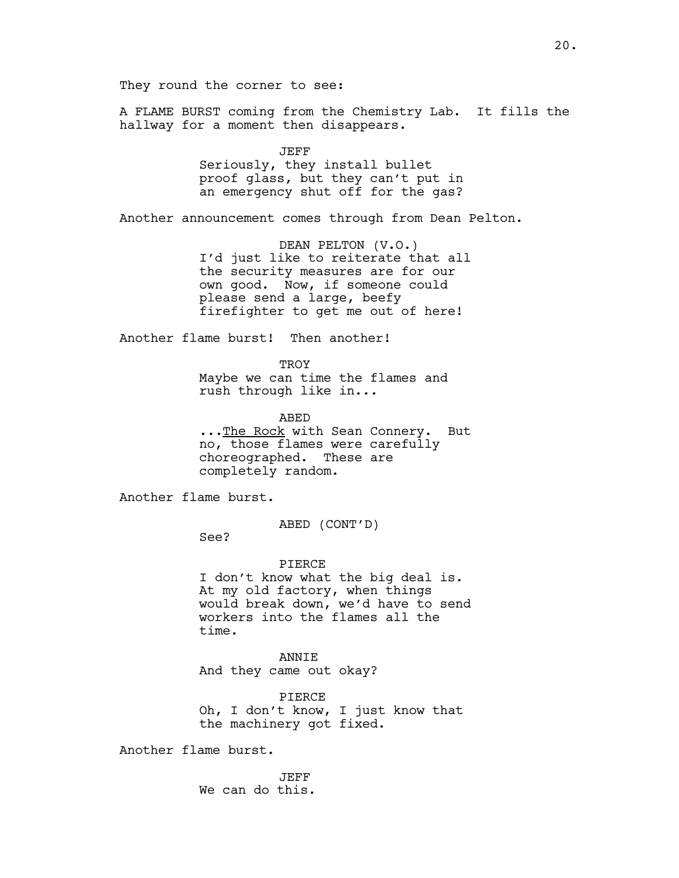They round the corner to see:

A FLAME BURST coming from the Chemistry Lab. It fills the hallway for a moment then disappears.

JEFF
Seriously, they install bullet proof glass, but they can't put in an emergency shut off for the gas?

Another announcement comes through from Dean Pelton.

DEAN PELTON (V.O.)
I'd just like to reiterate that all the security measures are for our own good. Now, if someone could please send a large, beefy firefighter to get me out of here!

Another flame burst! Then another!

TROY
Maybe we can time the flames and rush through like in...

ABED
...<u>The Rock</u> with Sean Connery. But no, those flames were carefully choreographed. These are completely random.

Another flame burst.

ABED (CONT'D)
See?

PIERCE
I don't know what the big deal is. At my old factory, when things would break down, we'd have to send workers into the flames all the time.

ANNIE
And they came out okay?

PIERCE
Oh, I don't know, I just know that the machinery got fixed.

Another flame burst.

JEFF
We can do this.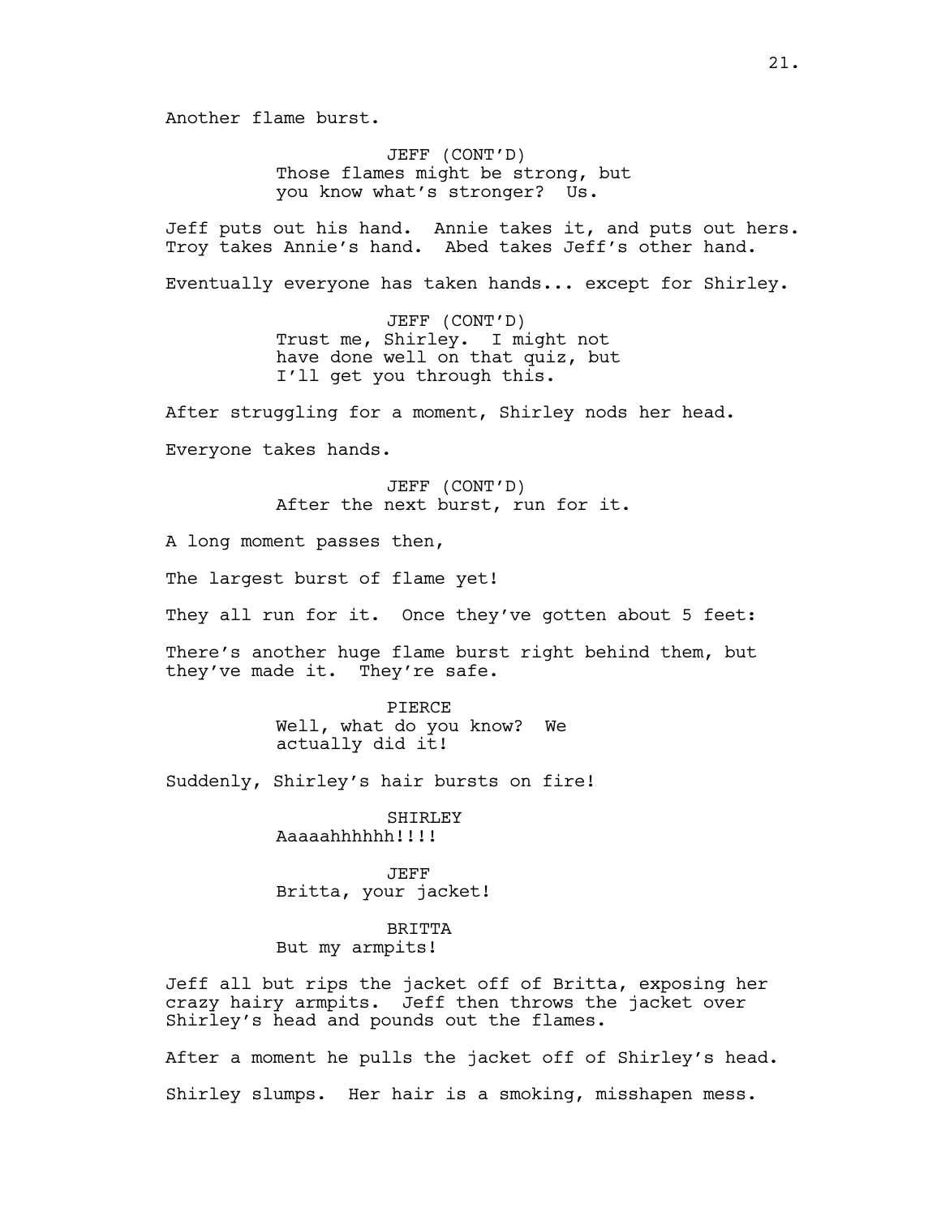Another flame burst.

JEFF (CONT'D)
Those flames might be strong, but you know what's stronger? Us.

Jeff puts out his hand. Annie takes it, and puts out hers. Troy takes Annie's hand. Abed takes Jeff's other hand.

Eventually everyone has taken hands... except for Shirley.

JEFF (CONT'D)
Trust me, Shirley. I might not have done well on that quiz, but I'll get you through this.

After struggling for a moment, Shirley nods her head.

Everyone takes hands.

JEFF (CONT'D)
After the next burst, run for it.

A long moment passes then,

The largest burst of flame yet!

They all run for it. Once they've gotten about 5 feet:

There's another huge flame burst right behind them, but they've made it. They're safe.

PIERCE
Well, what do you know? We actually did it!

Suddenly, Shirley's hair bursts on fire!

SHIRLEY
Aaaaahhhhhh!!!!

JEFF
Britta, your jacket!

BRITTA
But my armpits!

Jeff all but rips the jacket off of Britta, exposing her crazy hairy armpits. Jeff then throws the jacket over Shirley's head and pounds out the flames.

After a moment he pulls the jacket off of Shirley's head.

Shirley slumps. Her hair is a smoking, misshapen mess.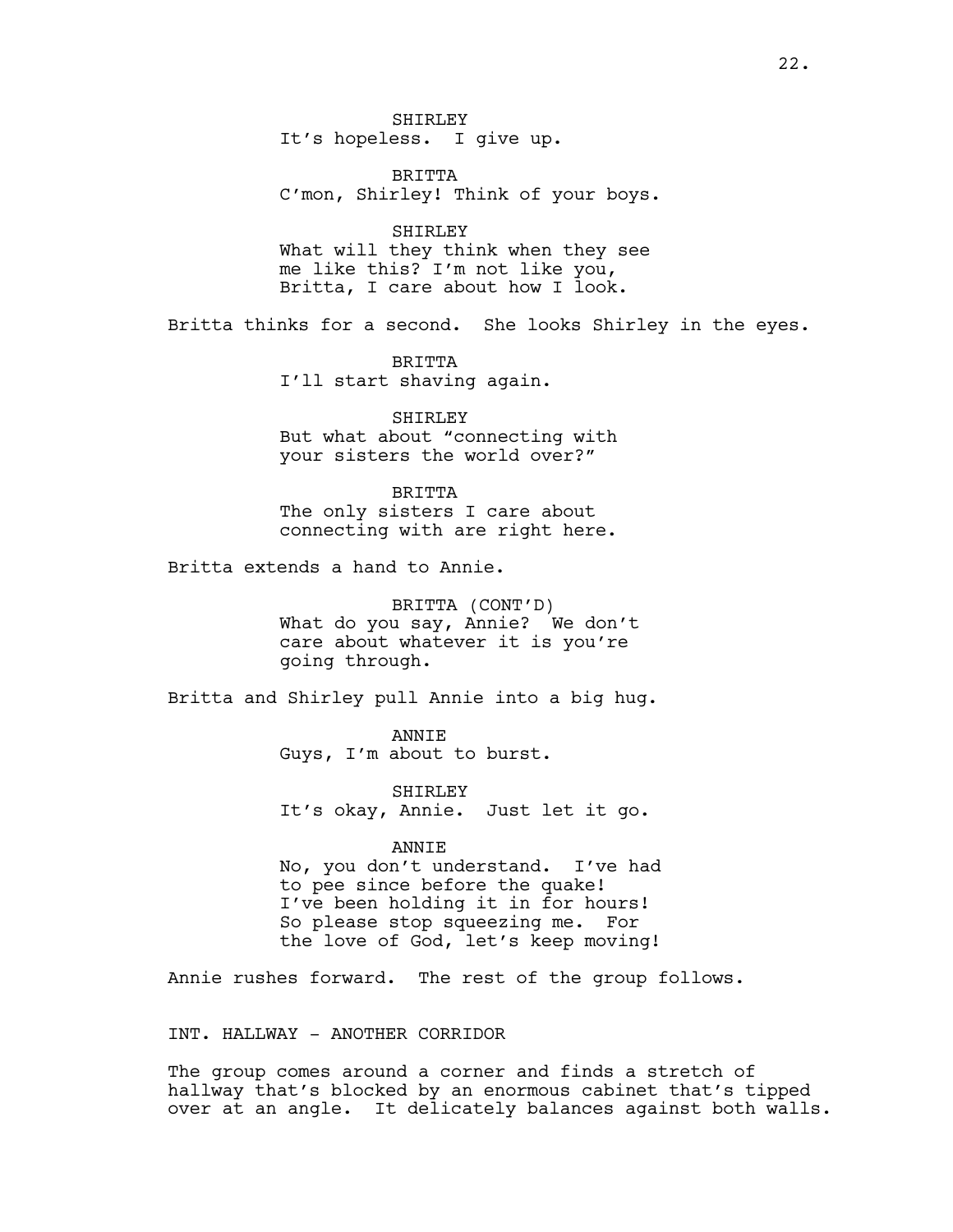SHIRLEY
It's hopeless. I give up.

BRITTA
C'mon, Shirley! Think of your boys.

SHIRLEY
What will they think when they see me like this? I'm not like you, Britta, I care about how I look.

Britta thinks for a second. She looks Shirley in the eyes.

BRITTA
I'll start shaving again.

SHIRLEY
But what about "connecting with your sisters the world over?"

BRITTA
The only sisters I care about connecting with are right here.

Britta extends a hand to Annie.

BRITTA (CONT'D)
What do you say, Annie? We don't care about whatever it is you're going through.

Britta and Shirley pull Annie into a big hug.

ANNIE
Guys, I'm about to burst.

SHIRLEY
It's okay, Annie. Just let it go.

ANNIE
No, you don't understand. I've had to pee since before the quake! I've been holding it in for hours! So please stop squeezing me. For the love of God, let's keep moving!

Annie rushes forward. The rest of the group follows.

INT. HALLWAY - ANOTHER CORRIDOR

The group comes around a corner and finds a stretch of hallway that's blocked by an enormous cabinet that's tipped over at an angle. It delicately balances against both walls.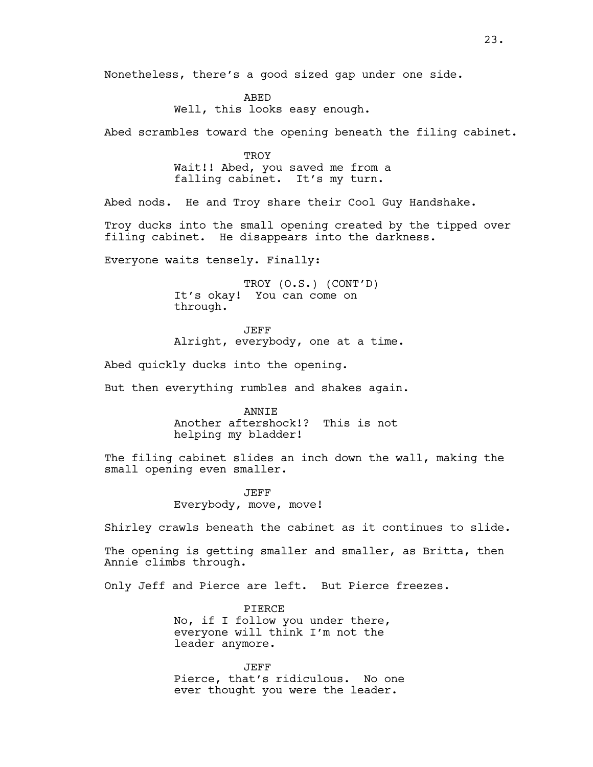Nonetheless, there's a good sized gap under one side.

ABED
Well, this looks easy enough.

Abed scrambles toward the opening beneath the filing cabinet.

TROY
Wait!! Abed, you saved me from a falling cabinet. It's my turn.

Abed nods. He and Troy share their Cool Guy Handshake.

Troy ducks into the small opening created by the tipped over filing cabinet. He disappears into the darkness.

Everyone waits tensely. Finally:

TROY (O.S.) (CONT'D)
It's okay! You can come on through.

JEFF
Alright, everybody, one at a time.

Abed quickly ducks into the opening.

But then everything rumbles and shakes again.

ANNIE
Another aftershock!? This is not helping my bladder!

The filing cabinet slides an inch down the wall, making the small opening even smaller.

JEFF
Everybody, move, move!

Shirley crawls beneath the cabinet as it continues to slide.

The opening is getting smaller and smaller, as Britta, then Annie climbs through.

Only Jeff and Pierce are left. But Pierce freezes.

PIERCE
No, if I follow you under there, everyone will think I'm not the leader anymore.

JEFF
Pierce, that's ridiculous. No one ever thought you were the leader.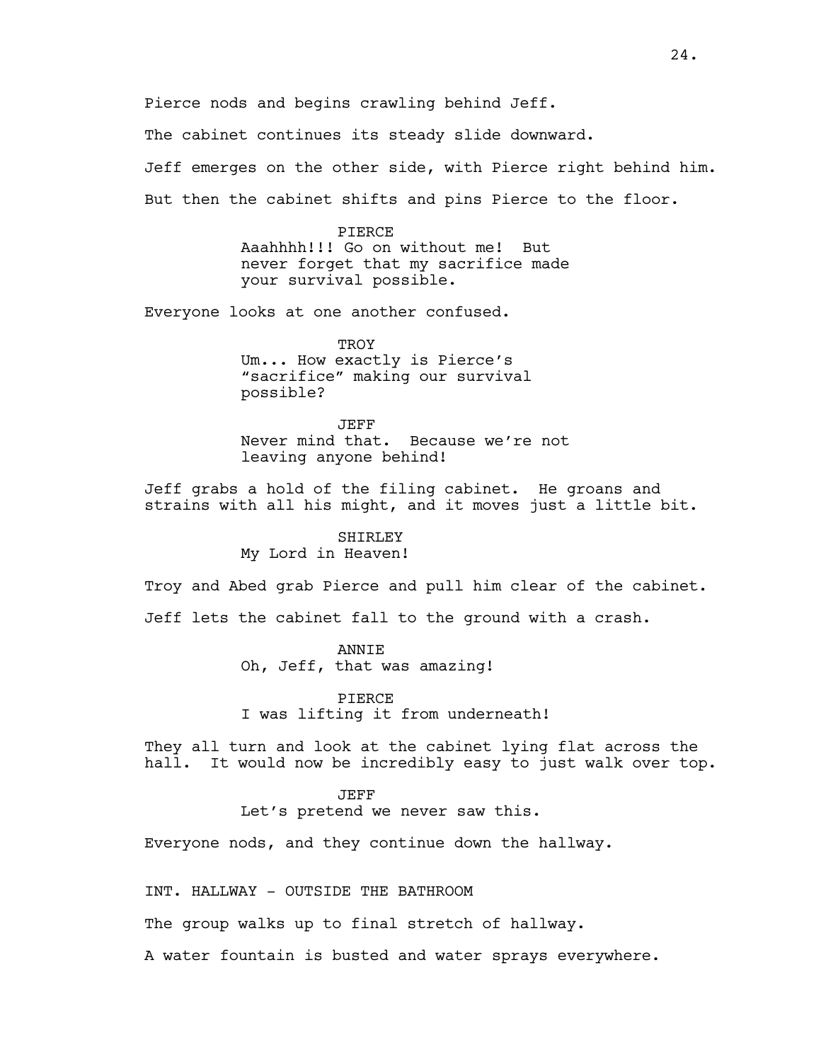Pierce nods and begins crawling behind Jeff.

The cabinet continues its steady slide downward.

Jeff emerges on the other side, with Pierce right behind him.

But then the cabinet shifts and pins Pierce to the floor.

PIERCE
Aaahhhh!!! Go on without me! But never forget that my sacrifice made your survival possible.

Everyone looks at one another confused.

TROY
Um... How exactly is Pierce's "sacrifice" making our survival possible?

JEFF
Never mind that. Because we're not leaving anyone behind!

Jeff grabs a hold of the filing cabinet. He groans and strains with all his might, and it moves just a little bit.

SHIRLEY
My Lord in Heaven!

Troy and Abed grab Pierce and pull him clear of the cabinet.

Jeff lets the cabinet fall to the ground with a crash.

ANNIE
Oh, Jeff, that was amazing!

PIERCE
I was lifting it from underneath!

They all turn and look at the cabinet lying flat across the hall. It would now be incredibly easy to just walk over top.

JEFF
Let's pretend we never saw this.

Everyone nods, and they continue down the hallway.

INT. HALLWAY - OUTSIDE THE BATHROOM

The group walks up to final stretch of hallway.

A water fountain is busted and water sprays everywhere.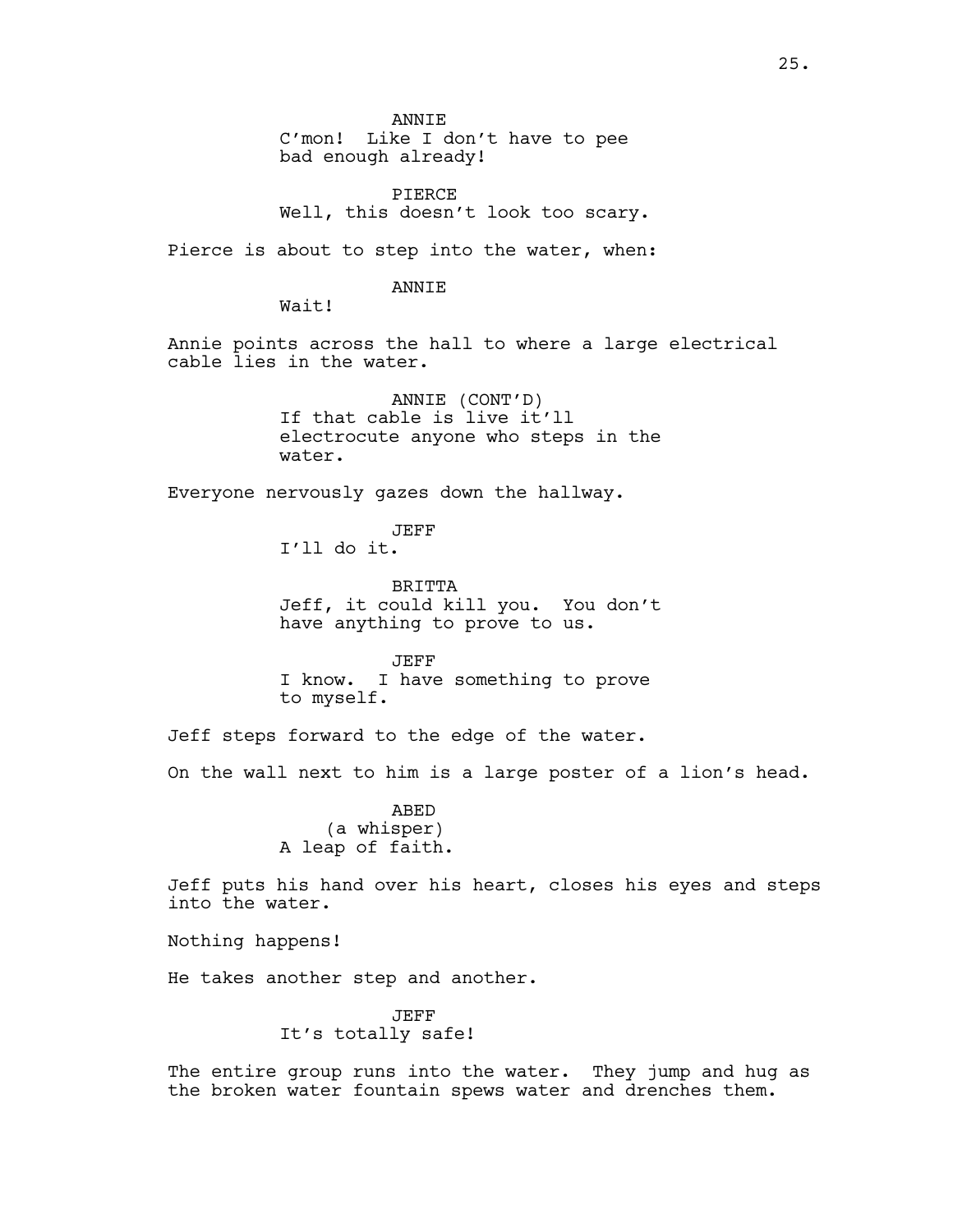ANNIE
C'mon! Like I don't have to pee bad enough already!

PIERCE
Well, this doesn't look too scary.

Pierce is about to step into the water, when:

ANNIE
Wait!

Annie points across the hall to where a large electrical cable lies in the water.

ANNIE (CONT'D)
If that cable is live it'll electrocute anyone who steps in the water.

Everyone nervously gazes down the hallway.

JEFF
I'll do it.

BRITTA
Jeff, it could kill you. You don't have anything to prove to us.

JEFF
I know. I have something to prove to myself.

Jeff steps forward to the edge of the water.

On the wall next to him is a large poster of a lion's head.

ABED
(a whisper)
A leap of faith.

Jeff puts his hand over his heart, closes his eyes and steps into the water.

Nothing happens!

He takes another step and another.

JEFF
It's totally safe!

The entire group runs into the water. They jump and hug as the broken water fountain spews water and drenches them.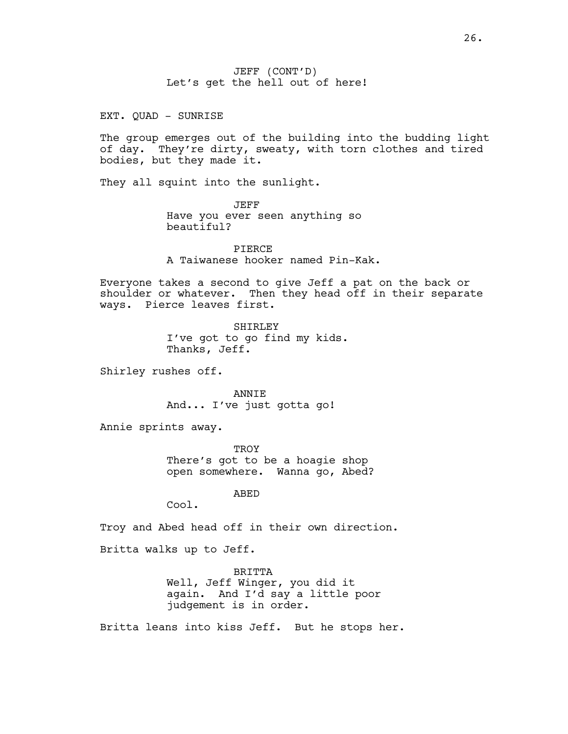JEFF (CONT'D)
Let's get the hell out of here!

EXT. QUAD - SUNRISE

The group emerges out of the building into the budding light of day. They're dirty, sweaty, with torn clothes and tired bodies, but they made it.

They all squint into the sunlight.

JEFF
Have you ever seen anything so beautiful?

PIERCE
A Taiwanese hooker named Pin-Kak.

Everyone takes a second to give Jeff a pat on the back or shoulder or whatever. Then they head off in their separate ways. Pierce leaves first.

SHIRLEY
I've got to go find my kids. Thanks, Jeff.

Shirley rushes off.

ANNIE
And... I've just gotta go!

Annie sprints away.

TROY
There's got to be a hoagie shop open somewhere. Wanna go, Abed?

ABED
Cool.

Troy and Abed head off in their own direction.

Britta walks up to Jeff.

BRITTA
Well, Jeff Winger, you did it again. And I'd say a little poor judgement is in order.

Britta leans into kiss Jeff. But he stops her.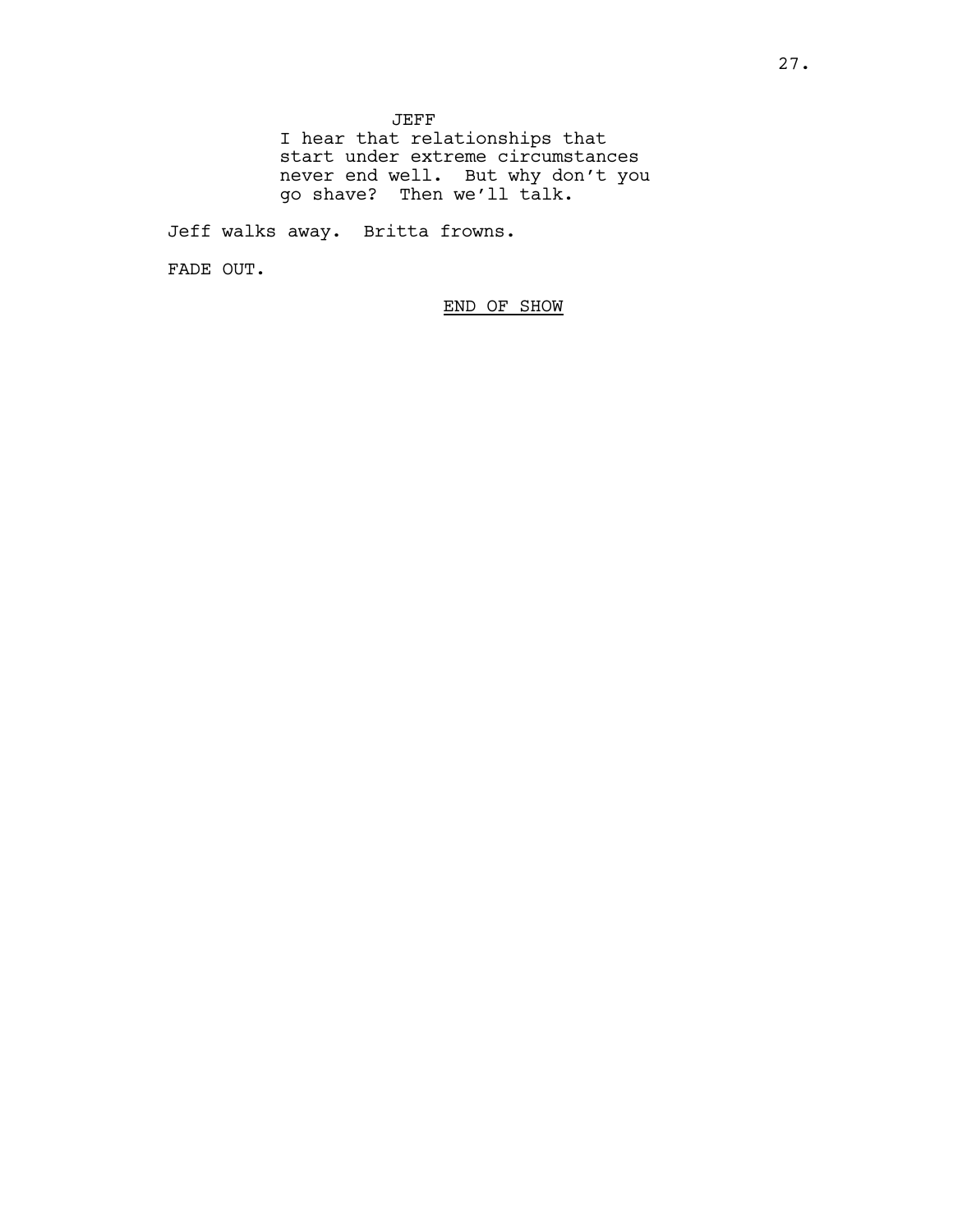JEFF

I hear that relationships that start under extreme circumstances never end well. But why don't you go shave? Then we'll talk.

Jeff walks away. Britta frowns.

FADE OUT.

END OF SHOW